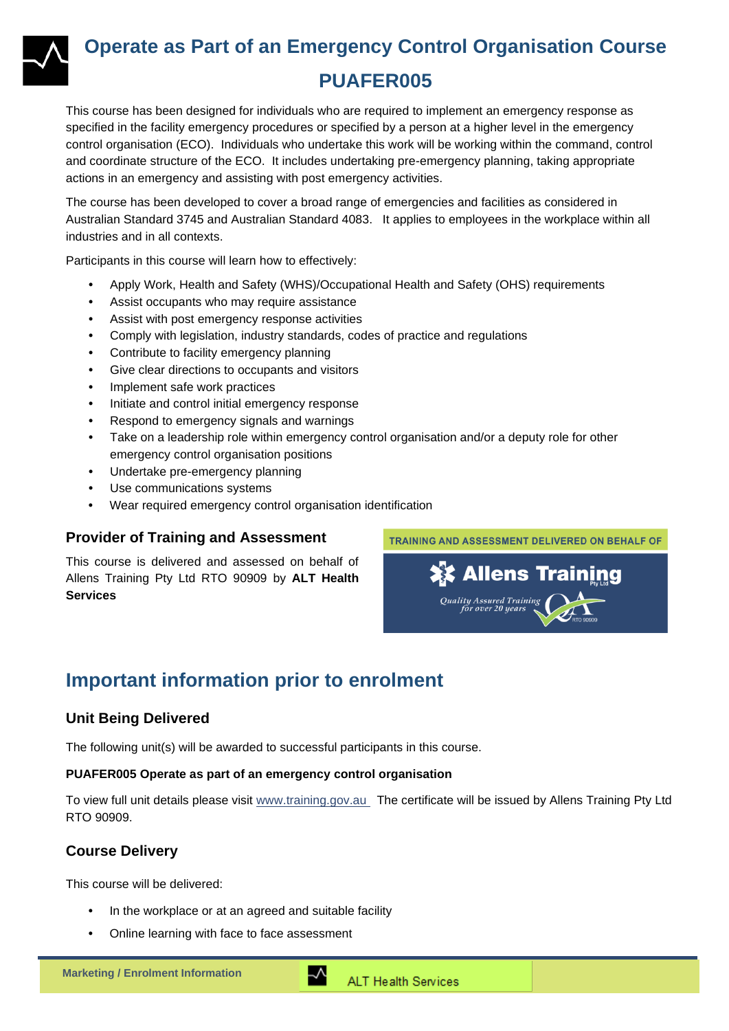# Operate as Part of an Emergency Control Organisation Course

# PUAFER005

This course has been designed for individuals who are required to implement an emergency response as specified in the facility emergency procedures or specified by a person at a higher level in the emergency control organisation (ECO). Individuals who undertake this work will be working within the command, control and coordinate structure of the ECO. It includes undertaking pre-emergency planning, taking appropriate actions in an emergency and assisting with post emergency activities.

The course has been developed to cover a broad range of emergencies and facilities as considered in Australian Standard 3745 and Australian Standard 4083. It applies to employees in the workplace within all industries and in all contexts.

Participants in this course will learn how to effectively:

- Apply Work, Health and Safety (WHS)/Occupational Health and Safety (OHS) requirements
- Assist occupants who may require assistance
- Assist with post emergency response activities
- Comply with legislation, industry standards, codes of practice and regulations
- Contribute to facility emergency planning
- Give clear directions to occupants and visitors
- Implement safe work practices
- Initiate and control initial emergency response
- Respond to emergency signals and warnings
- Take on a leadership role within emergency control organisation and/or a deputy role for other emergency control organisation positions
- Undertake pre-emergency planning
- Use communications systems
- Wear required emergency control organisation identification

### Provider of Training and Assessment

This course is delivered and assessed on behalf of Allens Training Pty Ltd RTO 90909 by **ALT Health Services**

TRAINING AND ASSESSMENT DELIVERED ON BEHALF OF

Allens Training Pty Ltd

*Quality Assured Training for over 20 years*

RTO 90909

## Important information prior to enrolment

### Unit Being Delivered

The following unit(s) will be awarded to successful participants in this course.

**PUAFER005 Operate as part of an emergency control organisation**

To view full unit details please visit www.training.gov.au The certificate will be issued by Allens Training Pty Ltd RTO 90909.

### Course Delivery

This course will be delivered:

- In the workplace or at an agreed and suitable facility
- Online learning with face to face assessment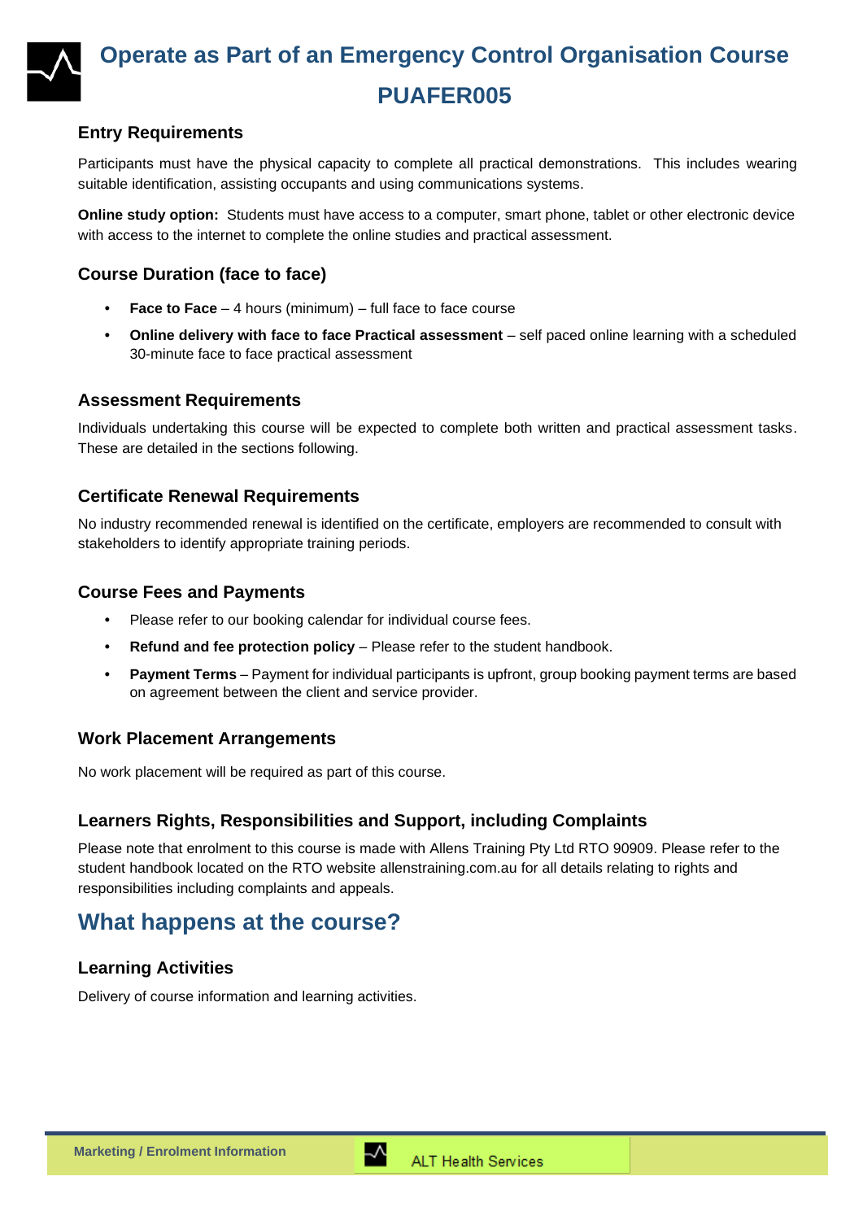# Operate as Part of an Emergency Control Organisation Course

# PUAFER005

## Entry Requirements

Participants must have the physical capacity to complete all practical demonstrations. This includes wearing suitable identification, assisting occupants and using communications systems.

**Online study option:** Students must have access to a computer, smart phone, tablet or other electronic device with access to the internet to complete the online studies and practical assessment.

## Course Duration (face to face)

- **Face to Face** – 4 hours (minimum) – full face to face course
- **Online delivery with face to face Practical assessment** – self paced online learning with a scheduled 30-minute face to face practical assessment

## Assessment Requirements

Individuals undertaking this course will be expected to complete both written and practical assessment tasks. These are detailed in the sections following.

## Certificate Renewal Requirements

No industry recommended renewal is identified on the certificate, employers are recommended to consult with stakeholders to identify appropriate training periods.

## Course Fees and Payments

- Please refer to our booking calendar for individual course fees.
- **Refund and fee protection policy** – Please refer to the student handbook.
- **Payment Terms** – Payment for individual participants is upfront, group booking payment terms are based on agreement between the client and service provider.

## Work Placement Arrangements

No work placement will be required as part of this course.

## Learners Rights, Responsibilities and Support, including Complaints

Please note that enrolment to this course is made with Allens Training Pty Ltd RTO 90909. Please refer to the student handbook located on the RTO website allenstraining.com.au for all details relating to rights and responsibilities including complaints and appeals.

# What happens at the course?

## Learning Activities

Delivery of course information and learning activities.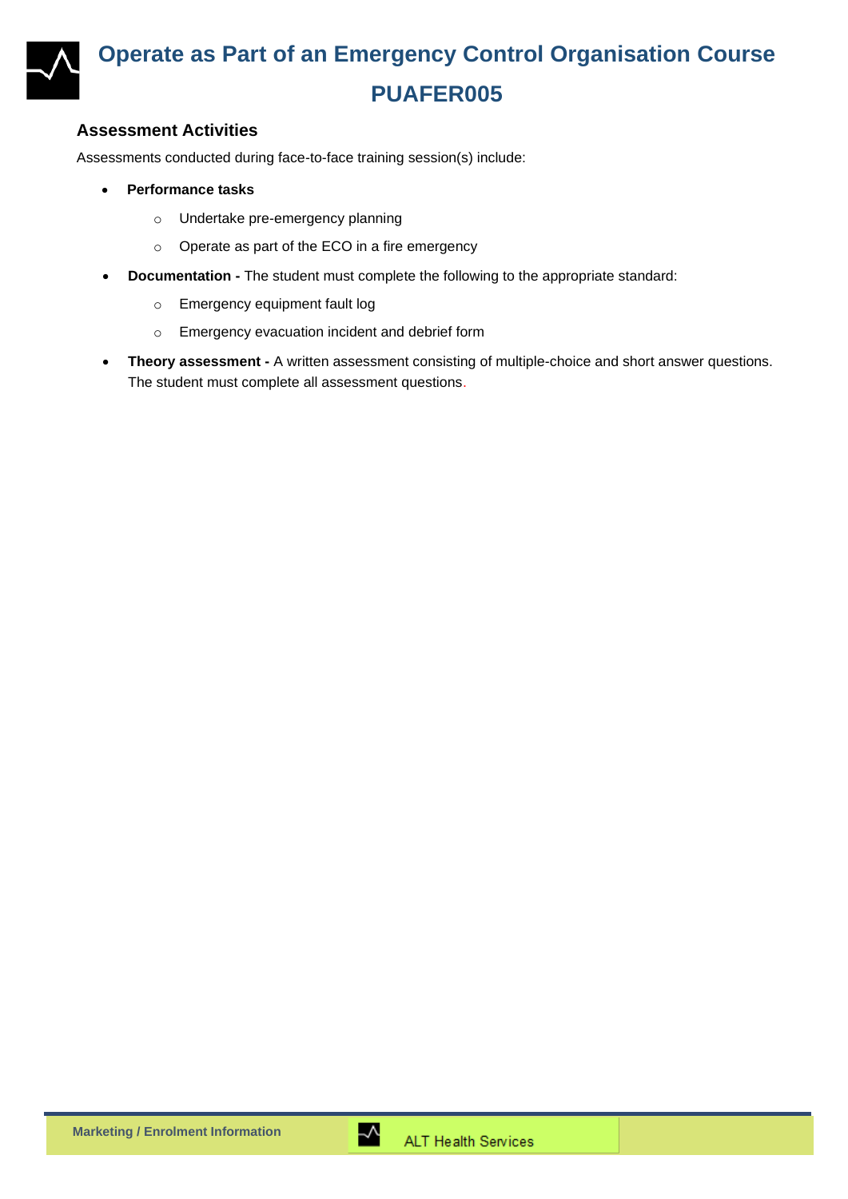# Operate as Part of an Emergency Control Organisation Course

# PUAFER005

### Assessment Activities

Assessments conducted during face-to-face training session(s) include:

- **Performance tasks**
  - Undertake pre-emergency planning
  - Operate as part of the ECO in a fire emergency
- **Documentation -** The student must complete the following to the appropriate standard:
  - Emergency equipment fault log
  - Emergency evacuation incident and debrief form
- **Theory assessment -** A written assessment consisting of multiple-choice and short answer questions. The student must complete all assessment questions.